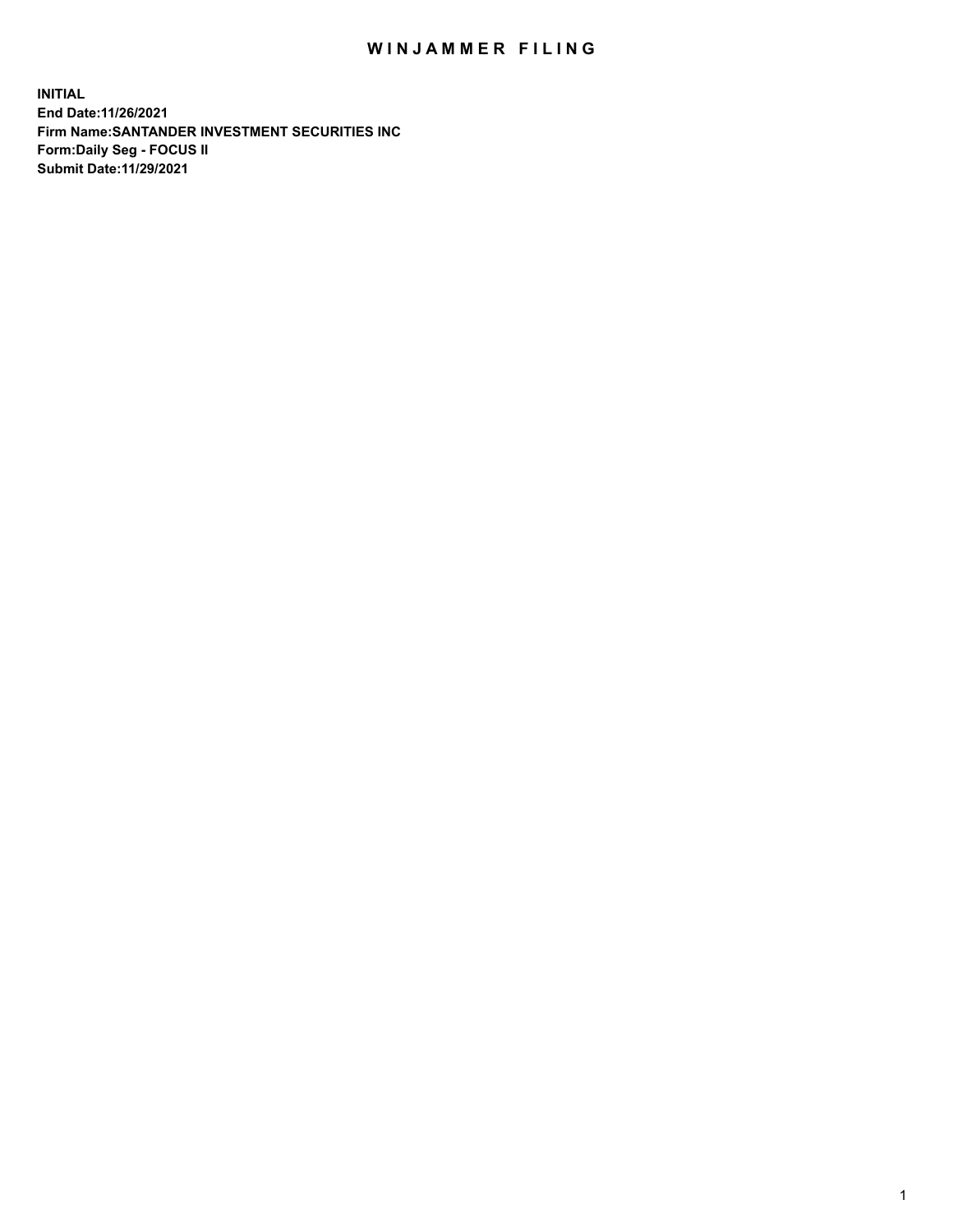# WINJAMMER FILING

**INITIAL**
**End Date:11/26/2021**
**Firm Name:SANTANDER INVESTMENT SECURITIES INC**
**Form:Daily Seg - FOCUS II**
**Submit Date:11/29/2021**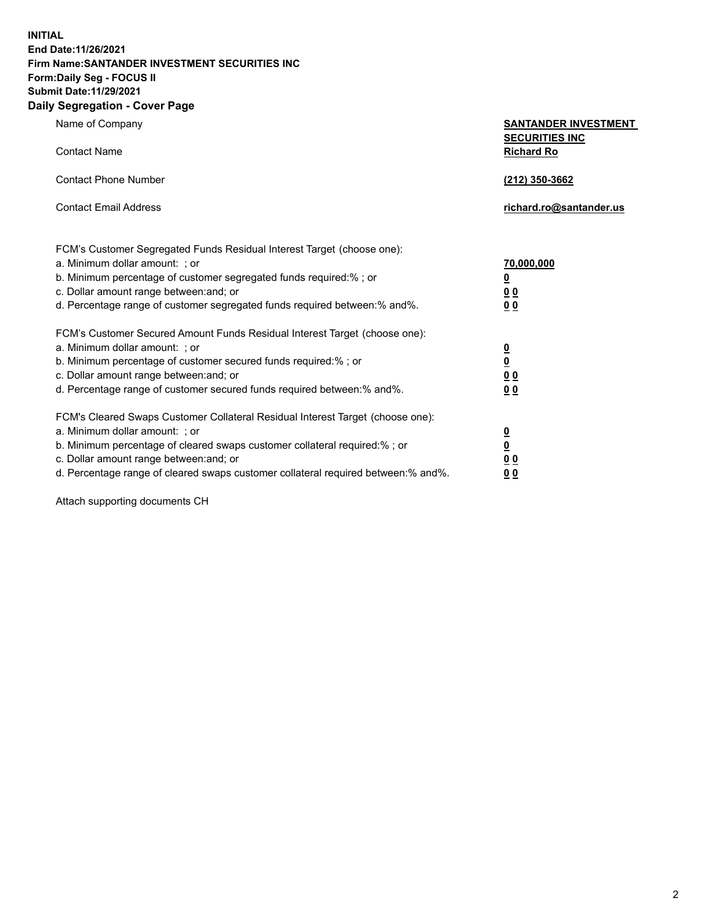**INITIAL**
**End Date:11/26/2021**
**Firm Name:SANTANDER INVESTMENT SECURITIES INC**
**Form:Daily Seg - FOCUS II**
**Submit Date:11/29/2021**

## Daily Segregation - Cover Page

| | |
|---|---|
| Name of Company | **SANTANDER INVESTMENT SECURITIES INC** |
| Contact Name | **Richard Ro** |
| Contact Phone Number | **(212) 350-3662** |
| Contact Email Address | **richard.ro@santander.us** |

| | |
|---|---|
| FCM's Customer Segregated Funds Residual Interest Target (choose one): | |
| a. Minimum dollar amount: ; or | **70,000,000** |
| b. Minimum percentage of customer segregated funds required:% ; or | **0** |
| c. Dollar amount range between:and; or | **0 0** |
| d. Percentage range of customer segregated funds required between:% and%. | **0 0** |
| FCM's Customer Secured Amount Funds Residual Interest Target (choose one): | |
| a. Minimum dollar amount: ; or | **0** |
| b. Minimum percentage of customer secured funds required:% ; or | **0** |
| c. Dollar amount range between:and; or | **0 0** |
| d. Percentage range of customer secured funds required between:% and%. | **0 0** |
| FCM's Cleared Swaps Customer Collateral Residual Interest Target (choose one): | |
| a. Minimum dollar amount: ; or | **0** |
| b. Minimum percentage of cleared swaps customer collateral required:% ; or | **0** |
| c. Dollar amount range between:and; or | **0 0** |
| d. Percentage range of cleared swaps customer collateral required between:% and%. | **0 0** |

Attach supporting documents CH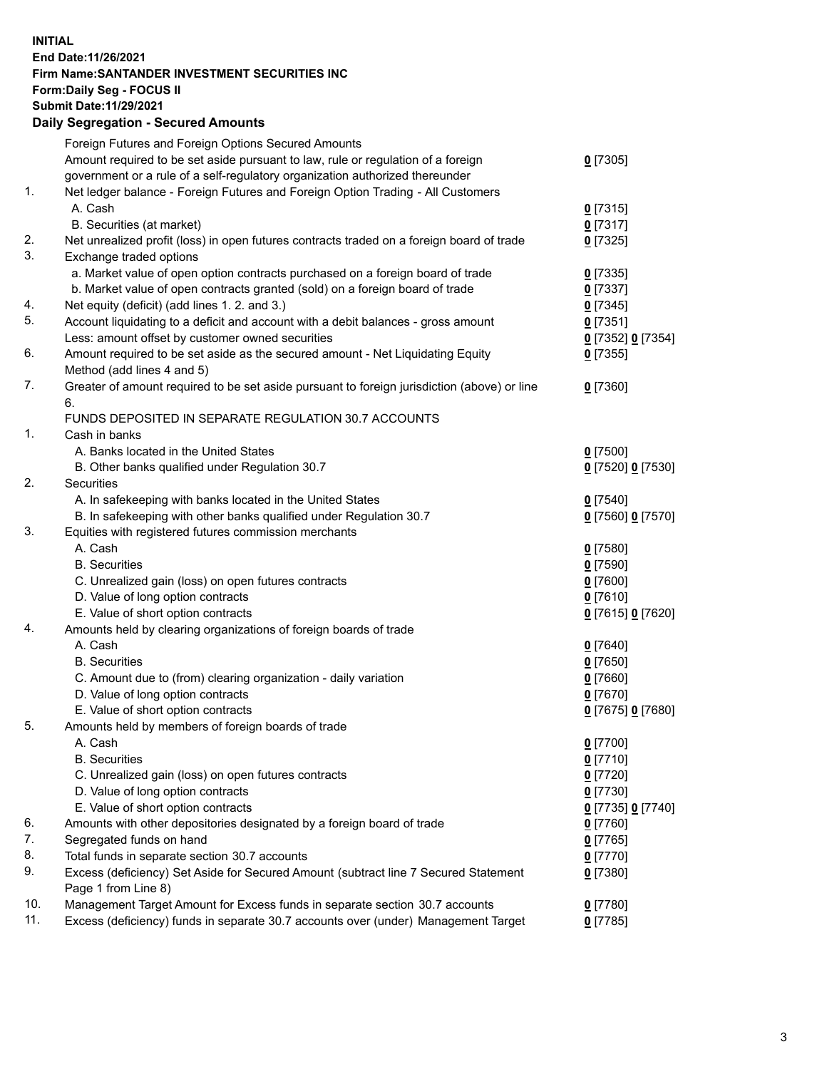**INITIAL**
**End Date:11/26/2021**
**Firm Name:SANTANDER INVESTMENT SECURITIES INC**
**Form:Daily Seg - FOCUS II**
**Submit Date:11/29/2021**

**Daily Segregation - Secured Amounts**

| | | |
|---|---|---|
| | Foreign Futures and Foreign Options Secured Amounts | |
| | Amount required to be set aside pursuant to law, rule or regulation of a foreign government or a rule of a self-regulatory organization authorized thereunder | 0 [7305] |
| 1. | Net ledger balance - Foreign Futures and Foreign Option Trading - All Customers | |
| | A. Cash | 0 [7315] |
| | B. Securities (at market) | 0 [7317] |
| 2. | Net unrealized profit (loss) in open futures contracts traded on a foreign board of trade | 0 [7325] |
| 3. | Exchange traded options | |
| | a. Market value of open option contracts purchased on a foreign board of trade | 0 [7335] |
| | b. Market value of open contracts granted (sold) on a foreign board of trade | 0 [7337] |
| 4. | Net equity (deficit) (add lines 1. 2. and 3.) | 0 [7345] |
| 5. | Account liquidating to a deficit and account with a debit balances - gross amount | 0 [7351] |
| | Less: amount offset by customer owned securities | 0 [7352] 0 [7354] |
| 6. | Amount required to be set aside as the secured amount - Net Liquidating Equity Method (add lines 4 and 5) | 0 [7355] |
| 7. | Greater of amount required to be set aside pursuant to foreign jurisdiction (above) or line 6. | 0 [7360] |
| | FUNDS DEPOSITED IN SEPARATE REGULATION 30.7 ACCOUNTS | |
| 1. | Cash in banks | |
| | A. Banks located in the United States | 0 [7500] |
| | B. Other banks qualified under Regulation 30.7 | 0 [7520] 0 [7530] |
| 2. | Securities | |
| | A. In safekeeping with banks located in the United States | 0 [7540] |
| | B. In safekeeping with other banks qualified under Regulation 30.7 | 0 [7560] 0 [7570] |
| 3. | Equities with registered futures commission merchants | |
| | A. Cash | 0 [7580] |
| | B. Securities | 0 [7590] |
| | C. Unrealized gain (loss) on open futures contracts | 0 [7600] |
| | D. Value of long option contracts | 0 [7610] |
| | E. Value of short option contracts | 0 [7615] 0 [7620] |
| 4. | Amounts held by clearing organizations of foreign boards of trade | |
| | A. Cash | 0 [7640] |
| | B. Securities | 0 [7650] |
| | C. Amount due to (from) clearing organization - daily variation | 0 [7660] |
| | D. Value of long option contracts | 0 [7670] |
| | E. Value of short option contracts | 0 [7675] 0 [7680] |
| 5. | Amounts held by members of foreign boards of trade | |
| | A. Cash | 0 [7700] |
| | B. Securities | 0 [7710] |
| | C. Unrealized gain (loss) on open futures contracts | 0 [7720] |
| | D. Value of long option contracts | 0 [7730] |
| | E. Value of short option contracts | 0 [7735] 0 [7740] |
| 6. | Amounts with other depositories designated by a foreign board of trade | 0 [7760] |
| 7. | Segregated funds on hand | 0 [7765] |
| 8. | Total funds in separate section 30.7 accounts | 0 [7770] |
| 9. | Excess (deficiency) Set Aside for Secured Amount (subtract line 7 Secured Statement Page 1 from Line 8) | 0 [7380] |
| 10. | Management Target Amount for Excess funds in separate section 30.7 accounts | 0 [7780] |
| 11. | Excess (deficiency) funds in separate 30.7 accounts over (under) Management Target | 0 [7785] |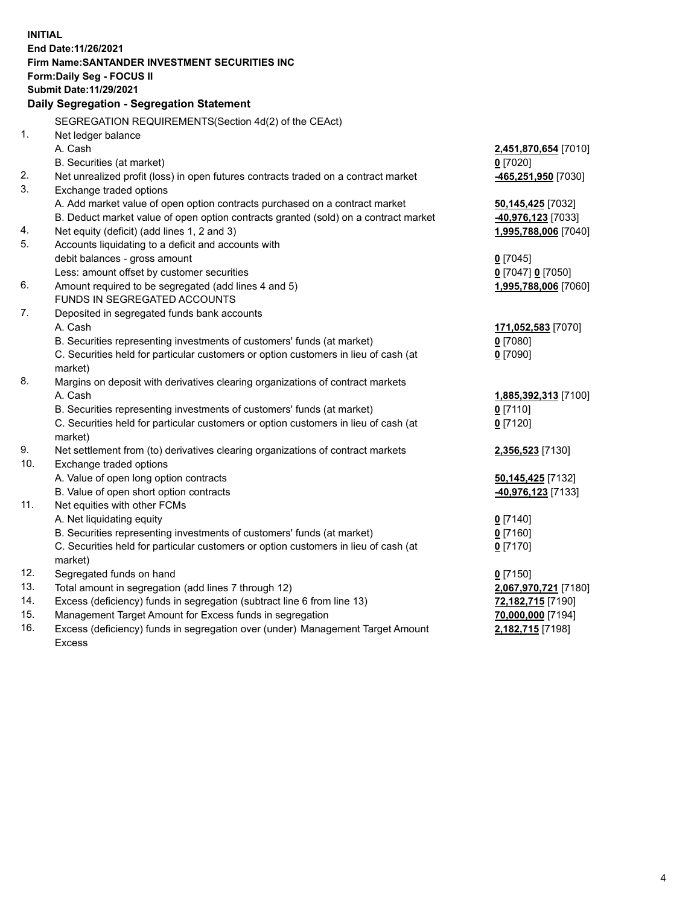**INITIAL**
**End Date:11/26/2021**
**Firm Name:SANTANDER INVESTMENT SECURITIES INC**
**Form:Daily Seg - FOCUS II**
**Submit Date:11/29/2021**

## Daily Segregation - Segregation Statement

| | | |
|---|---|---|
| | SEGREGATION REQUIREMENTS(Section 4d(2) of the CEAct) | |
| 1. | Net ledger balance | |
| | A. Cash | **2,451,870,654** [7010] |
| | B. Securities (at market) | **0** [7020] |
| 2. | Net unrealized profit (loss) in open futures contracts traded on a contract market | **-465,251,950** [7030] |
| 3. | Exchange traded options | |
| | A. Add market value of open option contracts purchased on a contract market | **50,145,425** [7032] |
| | B. Deduct market value of open option contracts granted (sold) on a contract market | **-40,976,123** [7033] |
| 4. | Net equity (deficit) (add lines 1, 2 and 3) | **1,995,788,006** [7040] |
| 5. | Accounts liquidating to a deficit and accounts with | |
| | debit balances - gross amount | **0** [7045] |
| | Less: amount offset by customer securities | **0** [7047] **0** [7050] |
| 6. | Amount required to be segregated (add lines 4 and 5) | **1,995,788,006** [7060] |
| | FUNDS IN SEGREGATED ACCOUNTS | |
| 7. | Deposited in segregated funds bank accounts | |
| | A. Cash | **171,052,583** [7070] |
| | B. Securities representing investments of customers' funds (at market) | **0** [7080] |
| | C. Securities held for particular customers or option customers in lieu of cash (at market) | **0** [7090] |
| 8. | Margins on deposit with derivatives clearing organizations of contract markets | |
| | A. Cash | **1,885,392,313** [7100] |
| | B. Securities representing investments of customers' funds (at market) | **0** [7110] |
| | C. Securities held for particular customers or option customers in lieu of cash (at market) | **0** [7120] |
| 9. | Net settlement from (to) derivatives clearing organizations of contract markets | **2,356,523** [7130] |
| 10. | Exchange traded options | |
| | A. Value of open long option contracts | **50,145,425** [7132] |
| | B. Value of open short option contracts | **-40,976,123** [7133] |
| 11. | Net equities with other FCMs | |
| | A. Net liquidating equity | **0** [7140] |
| | B. Securities representing investments of customers' funds (at market) | **0** [7160] |
| | C. Securities held for particular customers or option customers in lieu of cash (at market) | **0** [7170] |
| 12. | Segregated funds on hand | **0** [7150] |
| 13. | Total amount in segregation (add lines 7 through 12) | **2,067,970,721** [7180] |
| 14. | Excess (deficiency) funds in segregation (subtract line 6 from line 13) | **72,182,715** [7190] |
| 15. | Management Target Amount for Excess funds in segregation | **70,000,000** [7194] |
| 16. | Excess (deficiency) funds in segregation over (under) Management Target Amount Excess | **2,182,715** [7198] |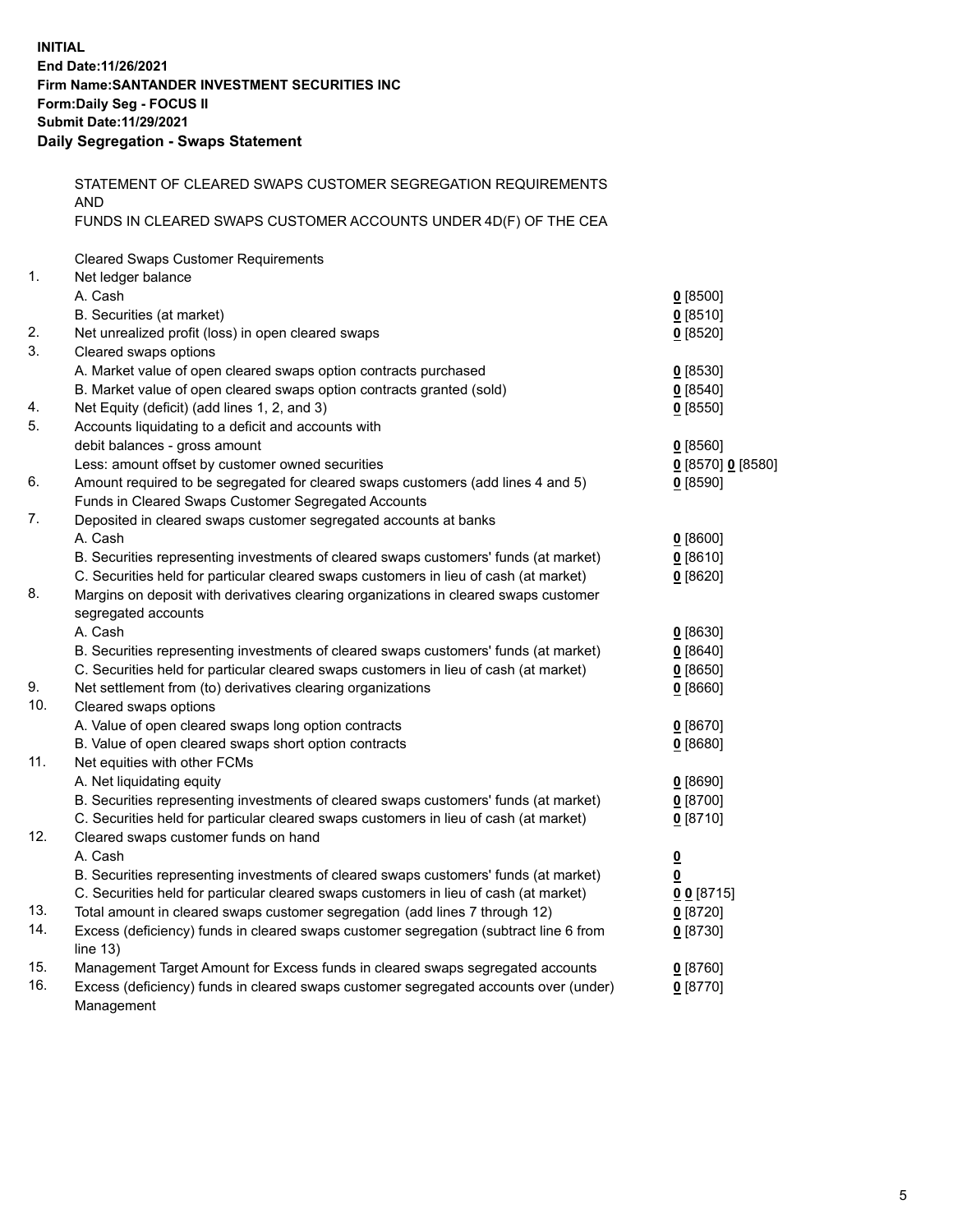**INITIAL**
**End Date:11/26/2021**
**Firm Name:SANTANDER INVESTMENT SECURITIES INC**
**Form:Daily Seg - FOCUS II**
**Submit Date:11/29/2021**
**Daily Segregation - Swaps Statement**

STATEMENT OF CLEARED SWAPS CUSTOMER SEGREGATION REQUIREMENTS AND FUNDS IN CLEARED SWAPS CUSTOMER ACCOUNTS UNDER 4D(F) OF THE CEA

| | | |
|---|---|---|
| | Cleared Swaps Customer Requirements | |
| 1. | Net ledger balance | |
| | A. Cash | 0 [8500] |
| | B. Securities (at market) | 0 [8510] |
| 2. | Net unrealized profit (loss) in open cleared swaps | 0 [8520] |
| 3. | Cleared swaps options | |
| | A. Market value of open cleared swaps option contracts purchased | 0 [8530] |
| | B. Market value of open cleared swaps option contracts granted (sold) | 0 [8540] |
| 4. | Net Equity (deficit) (add lines 1, 2, and 3) | 0 [8550] |
| 5. | Accounts liquidating to a deficit and accounts with | |
| | debit balances - gross amount | 0 [8560] |
| | Less: amount offset by customer owned securities | 0 [8570] 0 [8580] |
| 6. | Amount required to be segregated for cleared swaps customers (add lines 4 and 5) | 0 [8590] |
| | Funds in Cleared Swaps Customer Segregated Accounts | |
| 7. | Deposited in cleared swaps customer segregated accounts at banks | |
| | A. Cash | 0 [8600] |
| | B. Securities representing investments of cleared swaps customers' funds (at market) | 0 [8610] |
| | C. Securities held for particular cleared swaps customers in lieu of cash (at market) | 0 [8620] |
| 8. | Margins on deposit with derivatives clearing organizations in cleared swaps customer segregated accounts | |
| | A. Cash | 0 [8630] |
| | B. Securities representing investments of cleared swaps customers' funds (at market) | 0 [8640] |
| | C. Securities held for particular cleared swaps customers in lieu of cash (at market) | 0 [8650] |
| 9. | Net settlement from (to) derivatives clearing organizations | 0 [8660] |
| 10. | Cleared swaps options | |
| | A. Value of open cleared swaps long option contracts | 0 [8670] |
| | B. Value of open cleared swaps short option contracts | 0 [8680] |
| 11. | Net equities with other FCMs | |
| | A. Net liquidating equity | 0 [8690] |
| | B. Securities representing investments of cleared swaps customers' funds (at market) | 0 [8700] |
| | C. Securities held for particular cleared swaps customers in lieu of cash (at market) | 0 [8710] |
| 12. | Cleared swaps customer funds on hand | |
| | A. Cash | 0 |
| | B. Securities representing investments of cleared swaps customers' funds (at market) | 0 |
| | C. Securities held for particular cleared swaps customers in lieu of cash (at market) | 0 0 [8715] |
| 13. | Total amount in cleared swaps customer segregation (add lines 7 through 12) | 0 [8720] |
| 14. | Excess (deficiency) funds in cleared swaps customer segregation (subtract line 6 from line 13) | 0 [8730] |
| 15. | Management Target Amount for Excess funds in cleared swaps segregated accounts | 0 [8760] |
| 16. | Excess (deficiency) funds in cleared swaps customer segregated accounts over (under) Management | 0 [8770] |